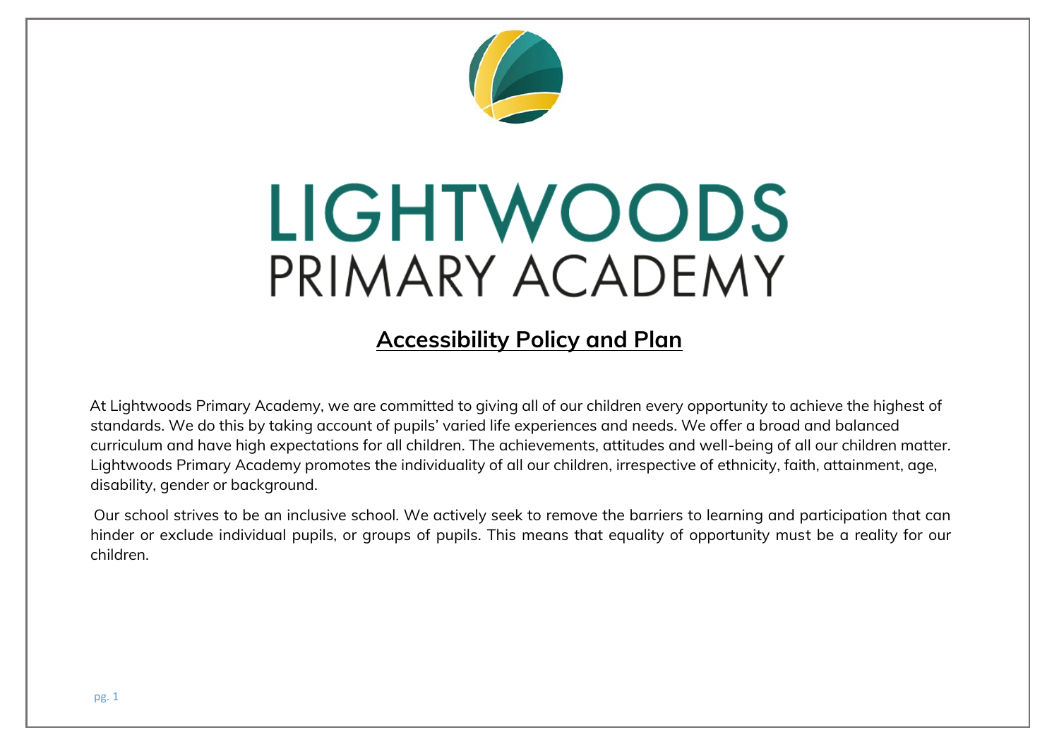# LIGHTWOODS
# PRIMARY ACADEMY

## Accessibility Policy and Plan

At Lightwoods Primary Academy, we are committed to giving all of our children every opportunity to achieve the highest of standards. We do this by taking account of pupils' varied life experiences and needs. We offer a broad and balanced curriculum and have high expectations for all children. The achievements, attitudes and well-being of all our children matter. Lightwoods Primary Academy promotes the individuality of all our children, irrespective of ethnicity, faith, attainment, age, disability, gender or background.

Our school strives to be an inclusive school. We actively seek to remove the barriers to learning and participation that can hinder or exclude individual pupils, or groups of pupils. This means that equality of opportunity must be a reality for our children.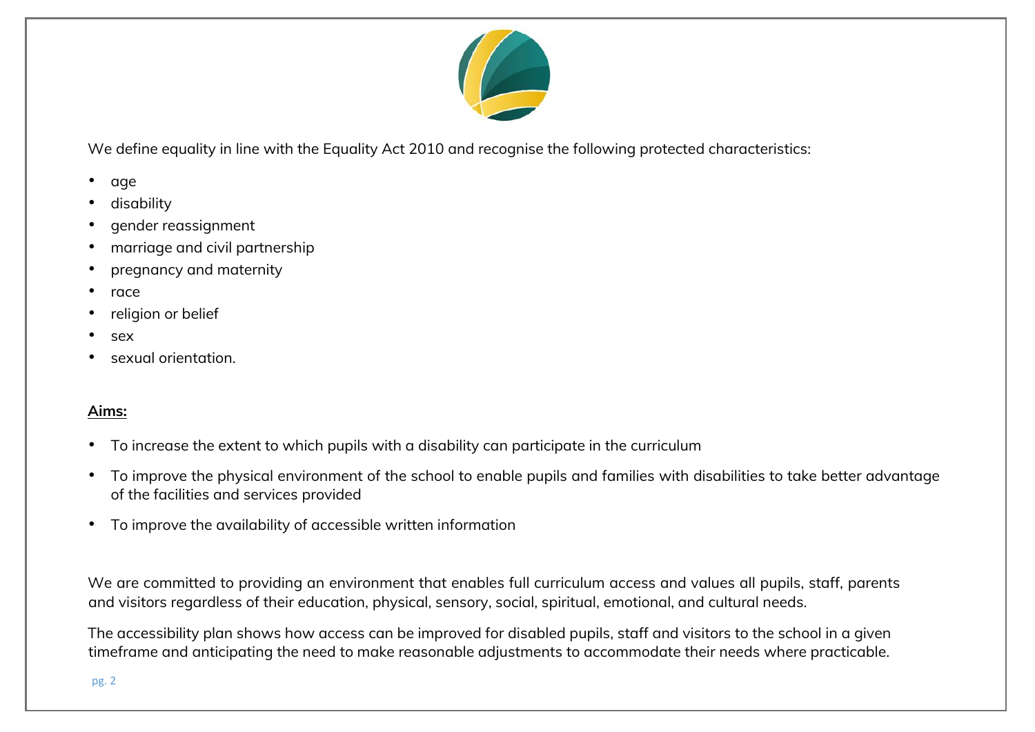We define equality in line with the Equality Act 2010 and recognise the following protected characteristics:

- age
- disability
- gender reassignment
- marriage and civil partnership
- pregnancy and maternity
- race
- religion or belief
- sex
- sexual orientation.

**Aims:**

- To increase the extent to which pupils with a disability can participate in the curriculum
- To improve the physical environment of the school to enable pupils and families with disabilities to take better advantage of the facilities and services provided
- To improve the availability of accessible written information

We are committed to providing an environment that enables full curriculum access and values all pupils, staff, parents and visitors regardless of their education, physical, sensory, social, spiritual, emotional, and cultural needs.

The accessibility plan shows how access can be improved for disabled pupils, staff and visitors to the school in a given timeframe and anticipating the need to make reasonable adjustments to accommodate their needs where practicable.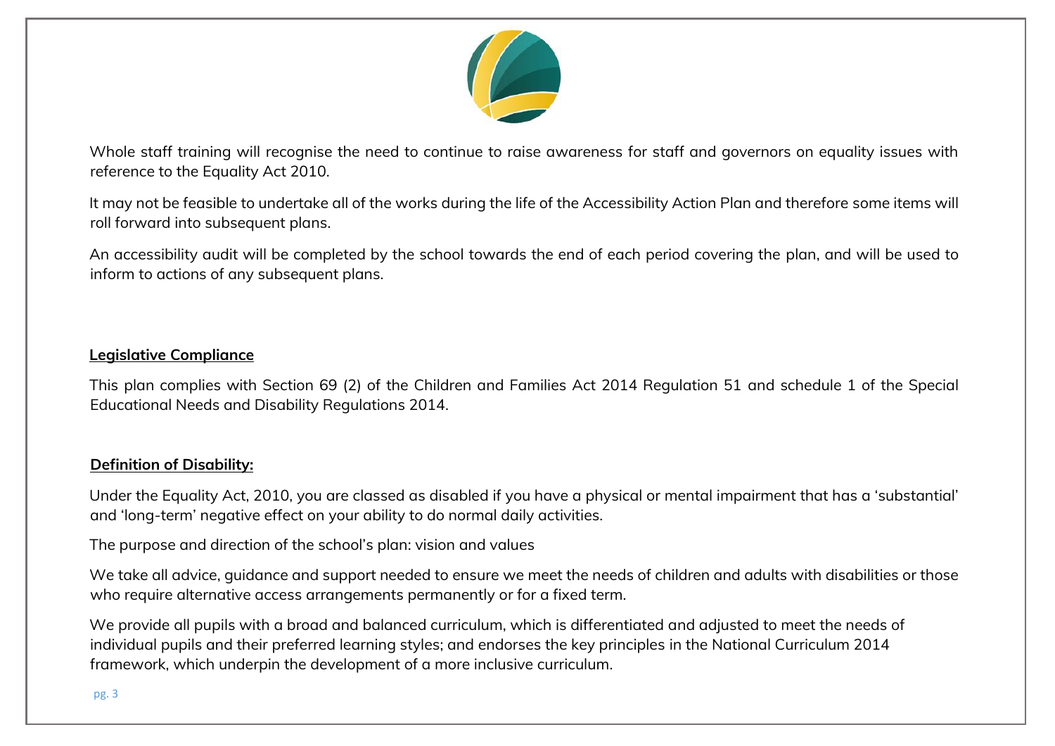Whole staff training will recognise the need to continue to raise awareness for staff and governors on equality issues with reference to the Equality Act 2010.

It may not be feasible to undertake all of the works during the life of the Accessibility Action Plan and therefore some items will roll forward into subsequent plans.

An accessibility audit will be completed by the school towards the end of each period covering the plan, and will be used to inform to actions of any subsequent plans.

**Legislative Compliance**

This plan complies with Section 69 (2) of the Children and Families Act 2014 Regulation 51 and schedule 1 of the Special Educational Needs and Disability Regulations 2014.

**Definition of Disability:**

Under the Equality Act, 2010, you are classed as disabled if you have a physical or mental impairment that has a 'substantial' and 'long-term' negative effect on your ability to do normal daily activities.

The purpose and direction of the school's plan: vision and values

We take all advice, guidance and support needed to ensure we meet the needs of children and adults with disabilities or those who require alternative access arrangements permanently or for a fixed term.

We provide all pupils with a broad and balanced curriculum, which is differentiated and adjusted to meet the needs of individual pupils and their preferred learning styles; and endorses the key principles in the National Curriculum 2014 framework, which underpin the development of a more inclusive curriculum.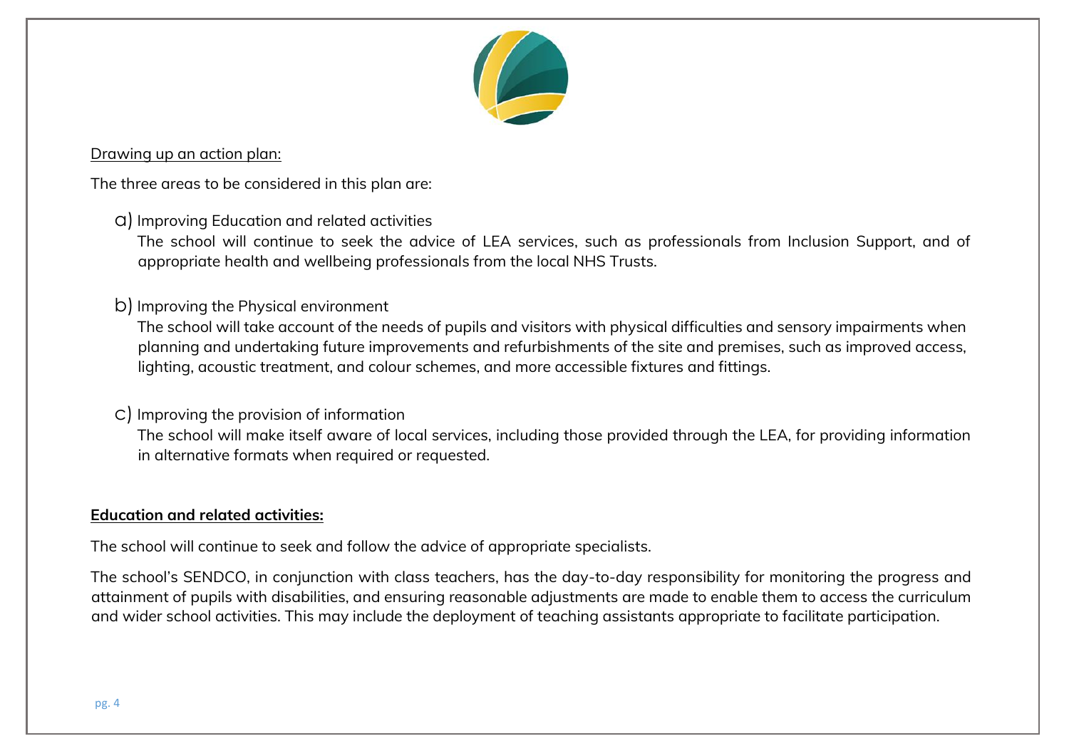Drawing up an action plan:

The three areas to be considered in this plan are:

a) Improving Education and related activities
   The school will continue to seek the advice of LEA services, such as professionals from Inclusion Support, and of appropriate health and wellbeing professionals from the local NHS Trusts.

b) Improving the Physical environment
   The school will take account of the needs of pupils and visitors with physical difficulties and sensory impairments when planning and undertaking future improvements and refurbishments of the site and premises, such as improved access, lighting, acoustic treatment, and colour schemes, and more accessible fixtures and fittings.

c) Improving the provision of information
   The school will make itself aware of local services, including those provided through the LEA, for providing information in alternative formats when required or requested.

**Education and related activities:**

The school will continue to seek and follow the advice of appropriate specialists.

The school's SENDCO, in conjunction with class teachers, has the day-to-day responsibility for monitoring the progress and attainment of pupils with disabilities, and ensuring reasonable adjustments are made to enable them to access the curriculum and wider school activities. This may include the deployment of teaching assistants appropriate to facilitate participation.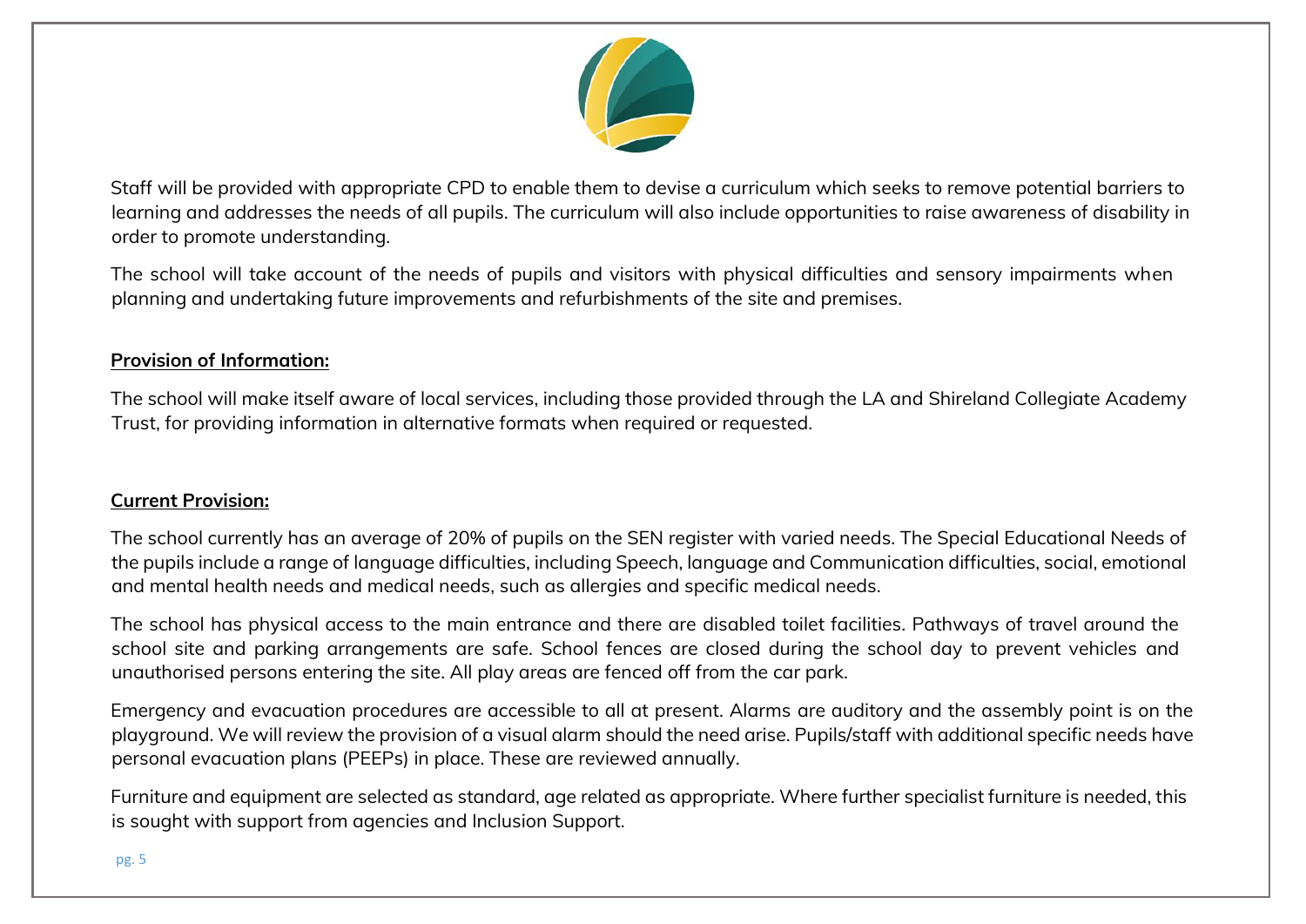Staff will be provided with appropriate CPD to enable them to devise a curriculum which seeks to remove potential barriers to learning and addresses the needs of all pupils. The curriculum will also include opportunities to raise awareness of disability in order to promote understanding.

The school will take account of the needs of pupils and visitors with physical difficulties and sensory impairments when planning and undertaking future improvements and refurbishments of the site and premises.

**Provision of Information:**

The school will make itself aware of local services, including those provided through the LA and Shireland Collegiate Academy Trust, for providing information in alternative formats when required or requested.

**Current Provision:**

The school currently has an average of 20% of pupils on the SEN register with varied needs. The Special Educational Needs of the pupils include a range of language difficulties, including Speech, language and Communication difficulties, social, emotional and mental health needs and medical needs, such as allergies and specific medical needs.

The school has physical access to the main entrance and there are disabled toilet facilities. Pathways of travel around the school site and parking arrangements are safe. School fences are closed during the school day to prevent vehicles and unauthorised persons entering the site. All play areas are fenced off from the car park.

Emergency and evacuation procedures are accessible to all at present. Alarms are auditory and the assembly point is on the playground. We will review the provision of a visual alarm should the need arise. Pupils/staff with additional specific needs have personal evacuation plans (PEEPs) in place. These are reviewed annually.

Furniture and equipment are selected as standard, age related as appropriate. Where further specialist furniture is needed, this is sought with support from agencies and Inclusion Support.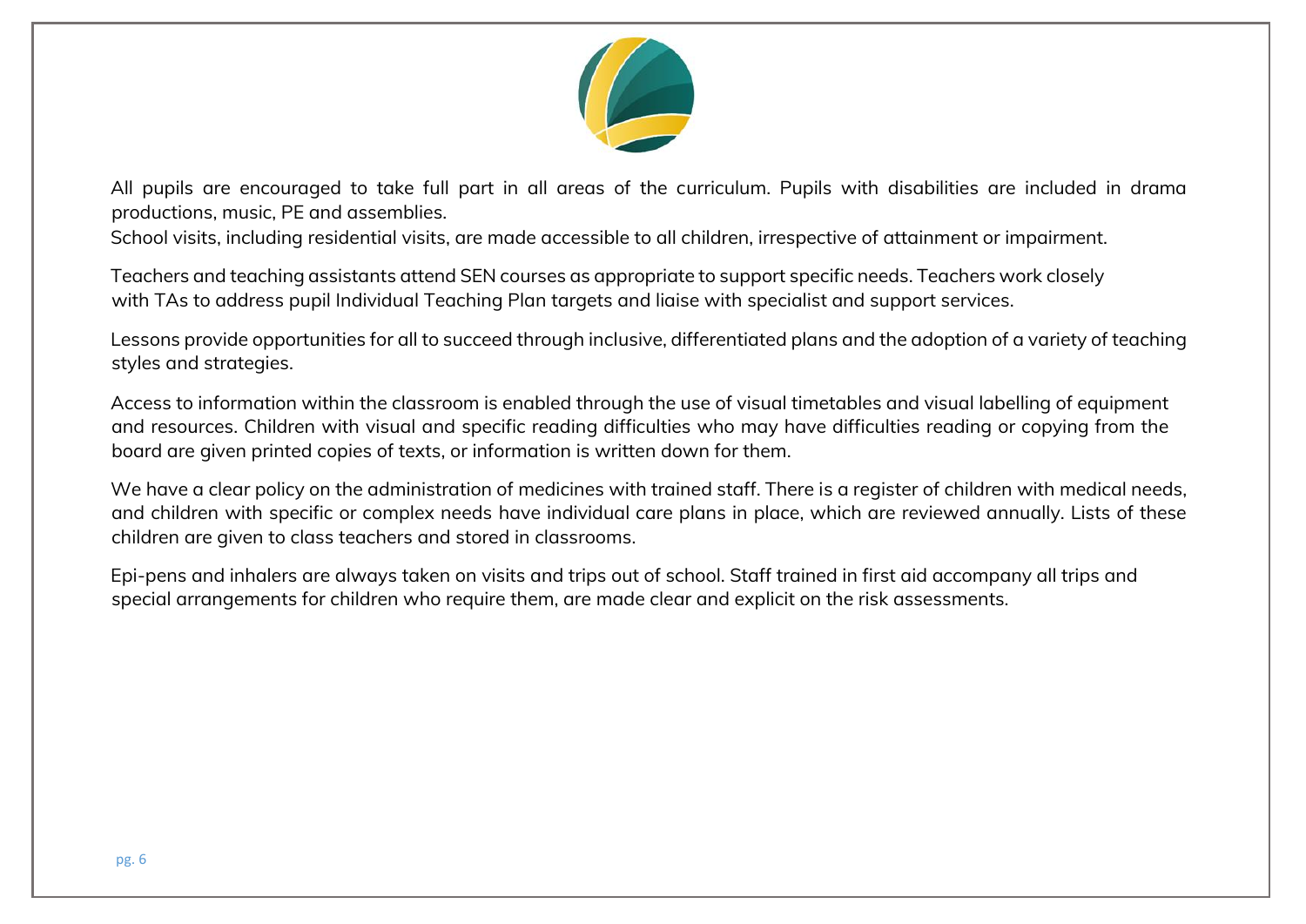All pupils are encouraged to take full part in all areas of the curriculum. Pupils with disabilities are included in drama productions, music, PE and assemblies.
School visits, including residential visits, are made accessible to all children, irrespective of attainment or impairment.

Teachers and teaching assistants attend SEN courses as appropriate to support specific needs. Teachers work closely with TAs to address pupil Individual Teaching Plan targets and liaise with specialist and support services.

Lessons provide opportunities for all to succeed through inclusive, differentiated plans and the adoption of a variety of teaching styles and strategies.

Access to information within the classroom is enabled through the use of visual timetables and visual labelling of equipment and resources. Children with visual and specific reading difficulties who may have difficulties reading or copying from the board are given printed copies of texts, or information is written down for them.

We have a clear policy on the administration of medicines with trained staff. There is a register of children with medical needs, and children with specific or complex needs have individual care plans in place, which are reviewed annually. Lists of these children are given to class teachers and stored in classrooms.

Epi-pens and inhalers are always taken on visits and trips out of school. Staff trained in first aid accompany all trips and special arrangements for children who require them, are made clear and explicit on the risk assessments.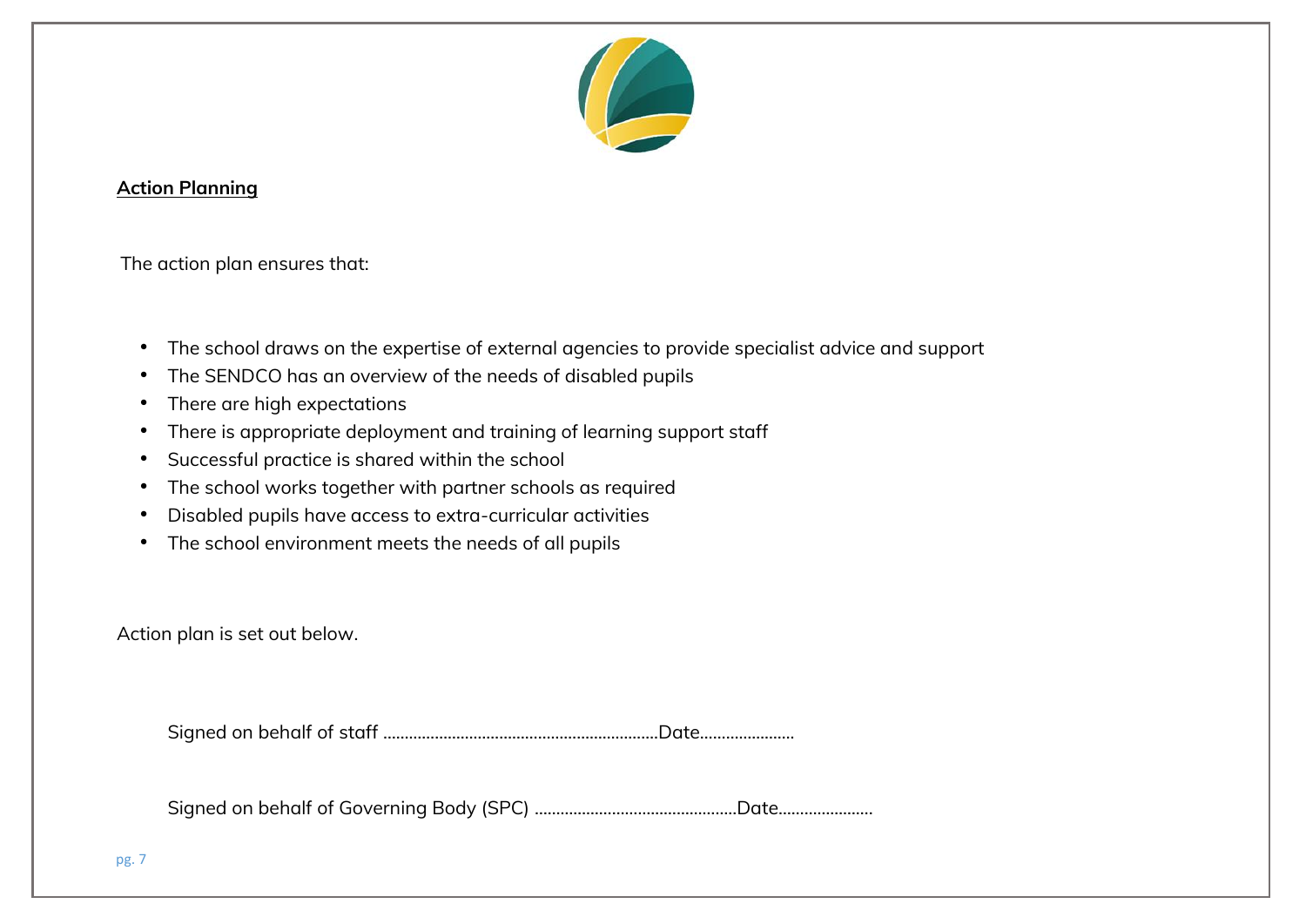**Action Planning**

The action plan ensures that:

- The school draws on the expertise of external agencies to provide specialist advice and support
- The SENDCO has an overview of the needs of disabled pupils
- There are high expectations
- There is appropriate deployment and training of learning support staff
- Successful practice is shared within the school
- The school works together with partner schools as required
- Disabled pupils have access to extra-curricular activities
- The school environment meets the needs of all pupils

Action plan is set out below.

Signed on behalf of staff ………………………………………………………Date…………………

Signed on behalf of Governing Body (SPC) ………………………………………Date…………………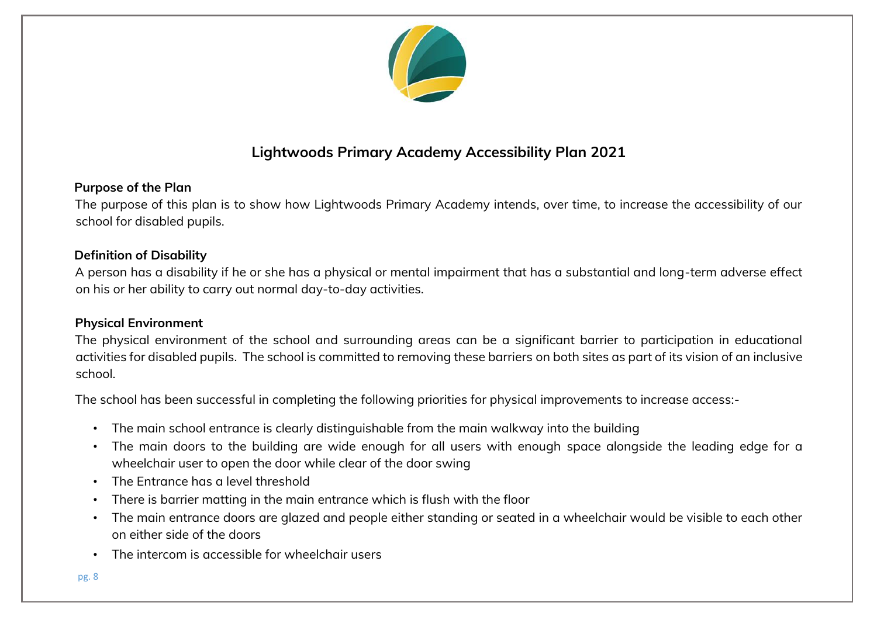# Lightwoods Primary Academy Accessibility Plan 2021

## Purpose of the Plan

The purpose of this plan is to show how Lightwoods Primary Academy intends, over time, to increase the accessibility of our school for disabled pupils.

## Definition of Disability

A person has a disability if he or she has a physical or mental impairment that has a substantial and long-term adverse effect on his or her ability to carry out normal day-to-day activities.

## Physical Environment

The physical environment of the school and surrounding areas can be a significant barrier to participation in educational activities for disabled pupils. The school is committed to removing these barriers on both sites as part of its vision of an inclusive school.

The school has been successful in completing the following priorities for physical improvements to increase access:-

- The main school entrance is clearly distinguishable from the main walkway into the building
- The main doors to the building are wide enough for all users with enough space alongside the leading edge for a wheelchair user to open the door while clear of the door swing
- The Entrance has a level threshold
- There is barrier matting in the main entrance which is flush with the floor
- The main entrance doors are glazed and people either standing or seated in a wheelchair would be visible to each other on either side of the doors
- The intercom is accessible for wheelchair users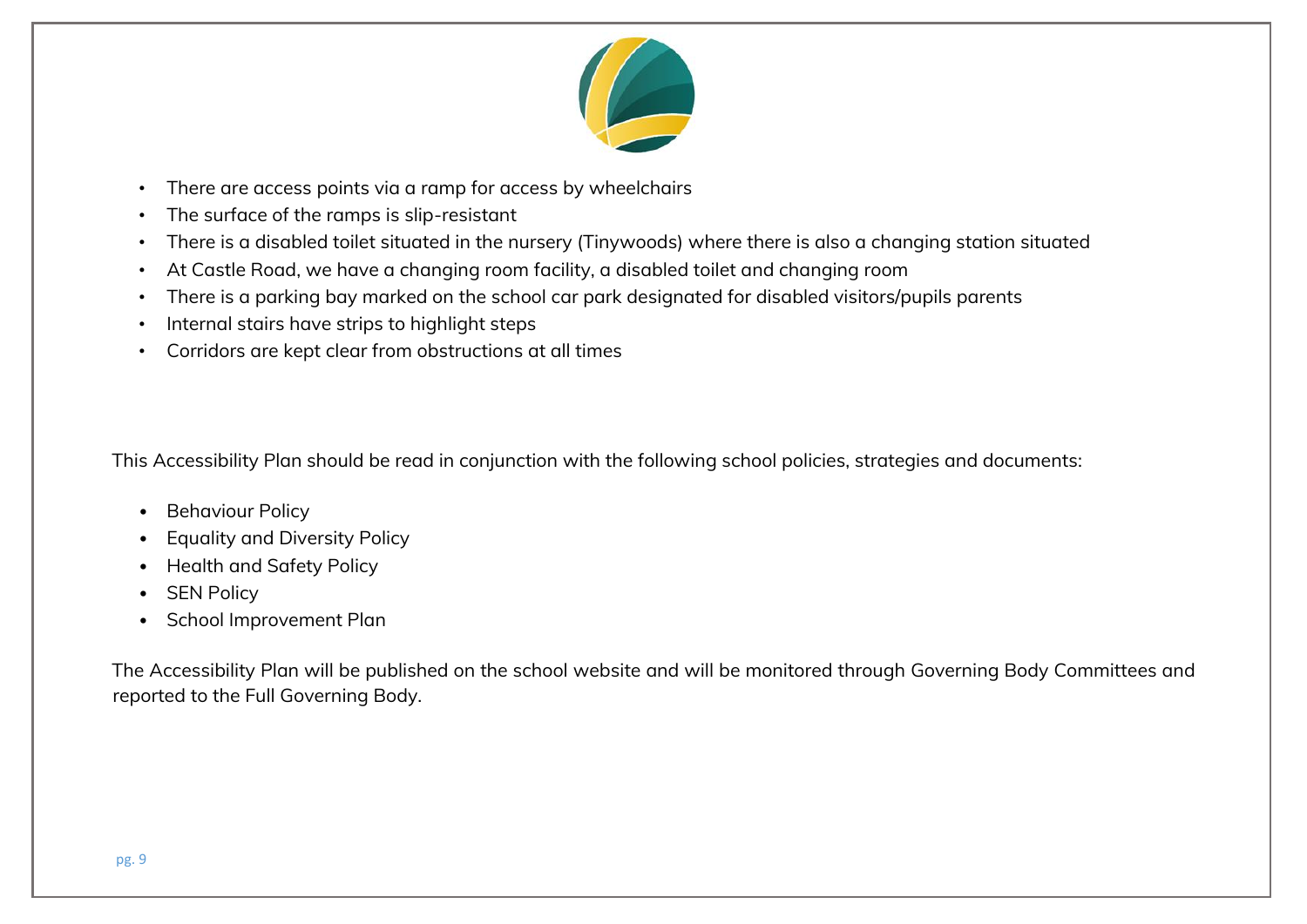- There are access points via a ramp for access by wheelchairs
- The surface of the ramps is slip-resistant
- There is a disabled toilet situated in the nursery (Tinywoods) where there is also a changing station situated
- At Castle Road, we have a changing room facility, a disabled toilet and changing room
- There is a parking bay marked on the school car park designated for disabled visitors/pupils parents
- Internal stairs have strips to highlight steps
- Corridors are kept clear from obstructions at all times

This Accessibility Plan should be read in conjunction with the following school policies, strategies and documents:

- Behaviour Policy
- Equality and Diversity Policy
- Health and Safety Policy
- SEN Policy
- School Improvement Plan

The Accessibility Plan will be published on the school website and will be monitored through Governing Body Committees and reported to the Full Governing Body.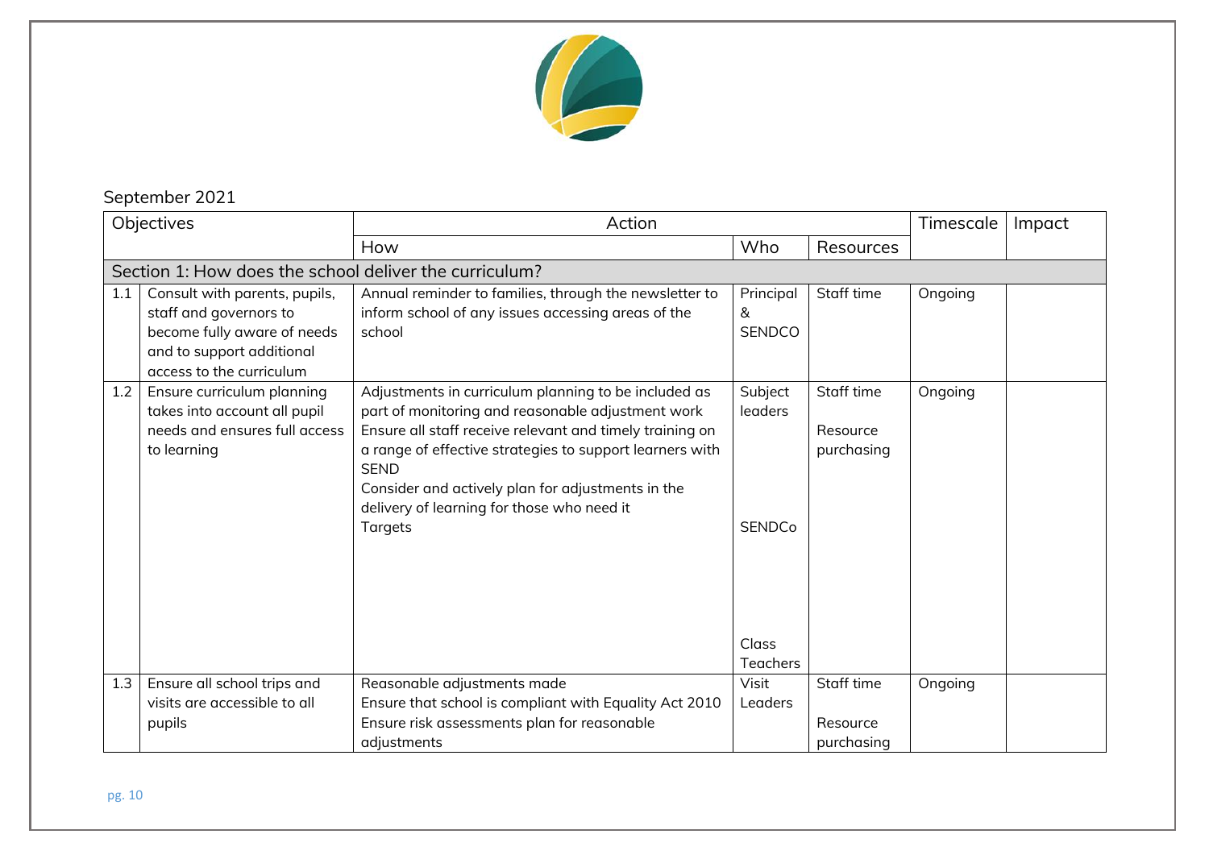September 2021

| Objectives | | Action | | | Timescale | Impact |
|---|---|---|---|---|---|---|
| | | How | Who | Resources | | |
| **Section 1: How does the school deliver the curriculum?** | | | | | | |
| 1.1 | Consult with parents, pupils, staff and governors to become fully aware of needs and to support additional access to the curriculum | Annual reminder to families, through the newsletter to inform school of any issues accessing areas of the school | Principal & SENDCO | Staff time | Ongoing | |
| 1.2 | Ensure curriculum planning takes into account all pupil needs and ensures full access to learning | Adjustments in curriculum planning to be included as part of monitoring and reasonable adjustment work<br>Ensure all staff receive relevant and timely training on a range of effective strategies to support learners with SEND<br>Consider and actively plan for adjustments in the delivery of learning for those who need it<br>Targets | Subject leaders<br><br>SENDCo<br><br>Class Teachers | Staff time<br><br>Resource purchasing | Ongoing | |
| 1.3 | Ensure all school trips and visits are accessible to all pupils | Reasonable adjustments made<br>Ensure that school is compliant with Equality Act 2010<br>Ensure risk assessments plan for reasonable adjustments | Visit Leaders | Staff time<br><br>Resource purchasing | Ongoing | |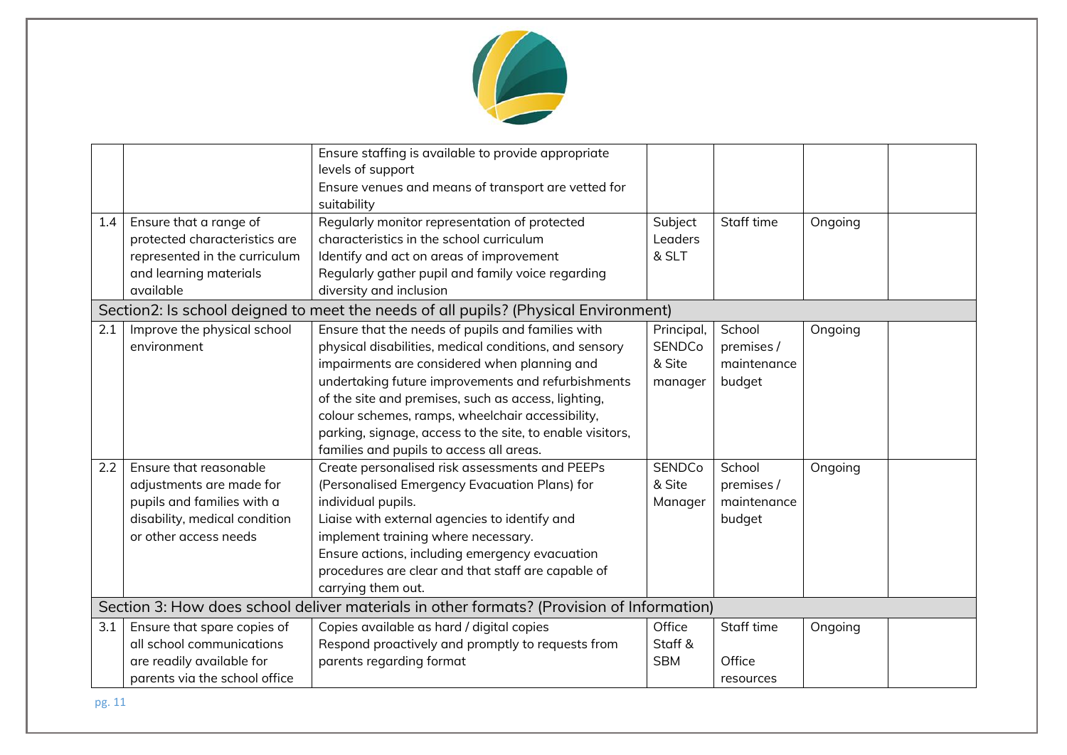| | | | | | | |
|---|---|---|---|---|---|---|
| | | Ensure staffing is available to provide appropriate levels of support<br>Ensure venues and means of transport are vetted for suitability | | | | |
| 1.4 | Ensure that a range of protected characteristics are represented in the curriculum and learning materials available | Regularly monitor representation of protected characteristics in the school curriculum<br>Identify and act on areas of improvement<br>Regularly gather pupil and family voice regarding diversity and inclusion | Subject Leaders & SLT | Staff time | Ongoing | |
| **Section2: Is school deigned to meet the needs of all pupils? (Physical Environment)** | | | | | | |
| 2.1 | Improve the physical school environment | Ensure that the needs of pupils and families with physical disabilities, medical conditions, and sensory impairments are considered when planning and undertaking future improvements and refurbishments of the site and premises, such as access, lighting, colour schemes, ramps, wheelchair accessibility, parking, signage, access to the site, to enable visitors, families and pupils to access all areas. | Principal, SENDCo & Site manager | School premises / maintenance budget | Ongoing | |
| 2.2 | Ensure that reasonable adjustments are made for pupils and families with a disability, medical condition or other access needs | Create personalised risk assessments and PEEPs (Personalised Emergency Evacuation Plans) for individual pupils.<br>Liaise with external agencies to identify and implement training where necessary.<br>Ensure actions, including emergency evacuation procedures are clear and that staff are capable of carrying them out. | SENDCo & Site Manager | School premises / maintenance budget | Ongoing | |
| **Section 3: How does school deliver materials in other formats? (Provision of Information)** | | | | | | |
| 3.1 | Ensure that spare copies of all school communications are readily available for parents via the school office | Copies available as hard / digital copies<br>Respond proactively and promptly to requests from parents regarding format | Office Staff & SBM | Staff time<br><br>Office resources | Ongoing | |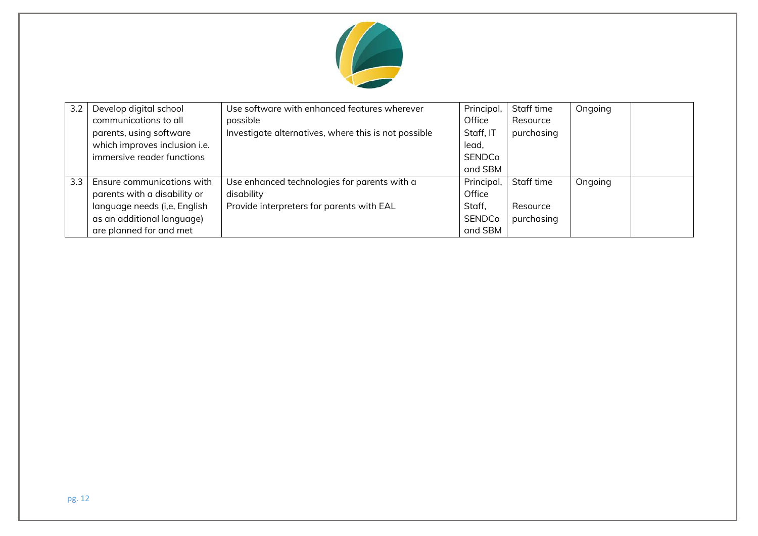| | | | | | | |
|---|---|---|---|---|---|---|
| 3.2 | Develop digital school communications to all parents, using software which improves inclusion i.e. immersive reader functions | Use software with enhanced features wherever possible<br>Investigate alternatives, where this is not possible | Principal, Office Staff, IT lead, SENDCo and SBM | Staff time Resource purchasing | Ongoing | |
| 3.3 | Ensure communications with parents with a disability or language needs (i,e, English as an additional language) are planned for and met | Use enhanced technologies for parents with a disability<br>Provide interpreters for parents with EAL | Principal, Office Staff, SENDCo and SBM | Staff time<br><br>Resource purchasing | Ongoing | |